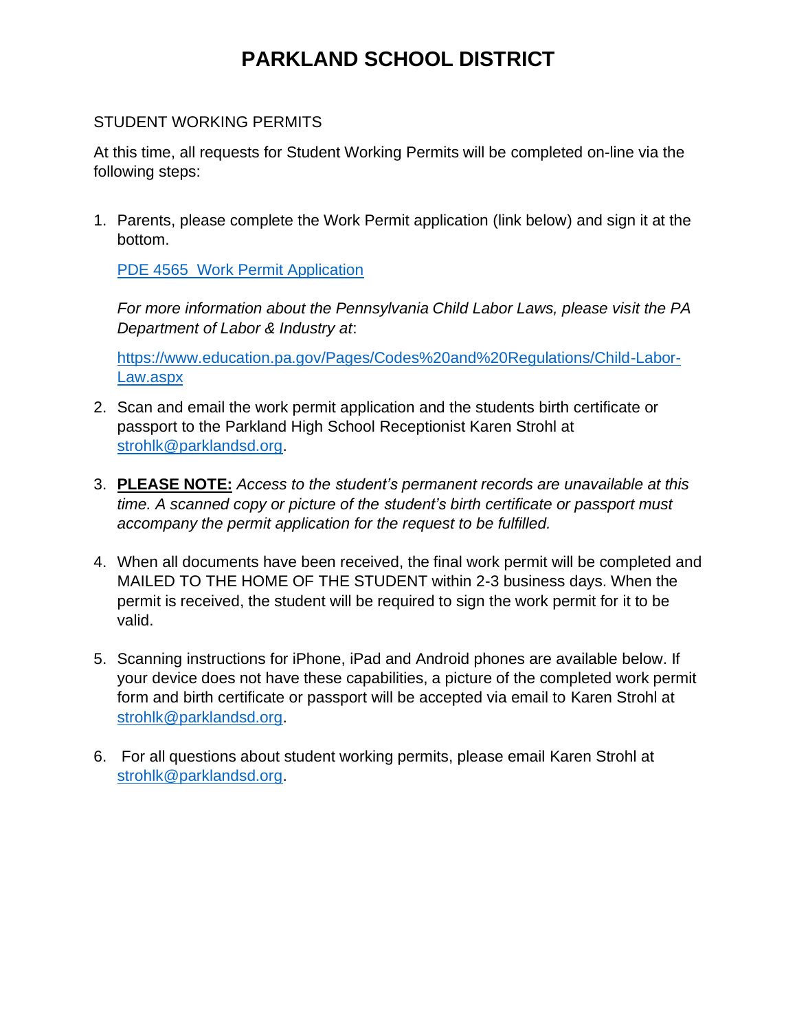# PARKLAND SCHOOL DISTRICT

STUDENT WORKING PERMITS

At this time, all requests for Student Working Permits will be completed on-line via the following steps:

1. Parents, please complete the Work Permit application (link below) and sign it at the bottom.

   [PDE 4565 Work Permit Application]()

   *For more information about the Pennsylvania Child Labor Laws, please visit the PA Department of Labor & Industry at*:

   https://www.education.pa.gov/Pages/Codes%20and%20Regulations/Child-Labor-Law.aspx

2. Scan and email the work permit application and the students birth certificate or passport to the Parkland High School Receptionist Karen Strohl at strohlk@parklandsd.org.

3. **PLEASE NOTE:** *Access to the student's permanent records are unavailable at this time. A scanned copy or picture of the student's birth certificate or passport must accompany the permit application for the request to be fulfilled.*

4. When all documents have been received, the final work permit will be completed and MAILED TO THE HOME OF THE STUDENT within 2-3 business days. When the permit is received, the student will be required to sign the work permit for it to be valid.

5. Scanning instructions for iPhone, iPad and Android phones are available below. If your device does not have these capabilities, a picture of the completed work permit form and birth certificate or passport will be accepted via email to Karen Strohl at strohlk@parklandsd.org.

6. For all questions about student working permits, please email Karen Strohl at strohlk@parklandsd.org.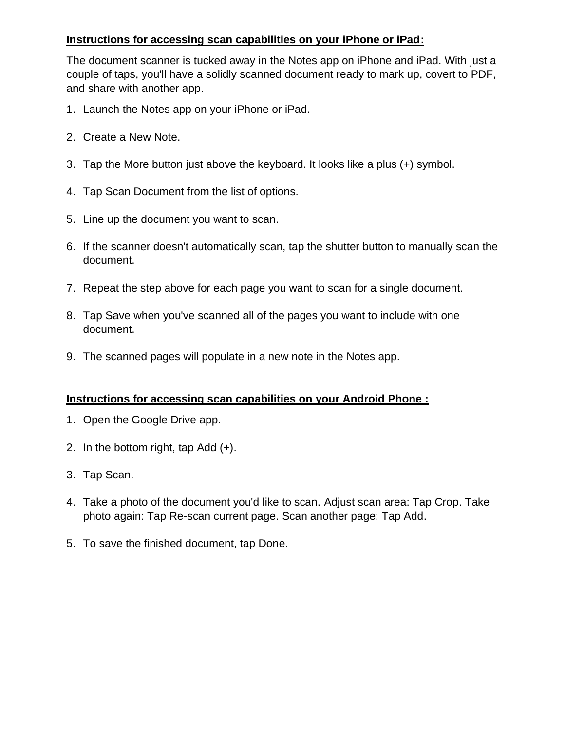**Instructions for accessing scan capabilities on your iPhone or iPad:**

The document scanner is tucked away in the Notes app on iPhone and iPad. With just a couple of taps, you'll have a solidly scanned document ready to mark up, covert to PDF, and share with another app.

1. Launch the Notes app on your iPhone or iPad.
2. Create a New Note.
3. Tap the More button just above the keyboard. It looks like a plus (+) symbol.
4. Tap Scan Document from the list of options.
5. Line up the document you want to scan.
6. If the scanner doesn't automatically scan, tap the shutter button to manually scan the document.
7. Repeat the step above for each page you want to scan for a single document.
8. Tap Save when you've scanned all of the pages you want to include with one document.
9. The scanned pages will populate in a new note in the Notes app.

**Instructions for accessing scan capabilities on your Android Phone :**

1. Open the Google Drive app.
2. In the bottom right, tap Add (+).
3. Tap Scan.
4. Take a photo of the document you'd like to scan. Adjust scan area: Tap Crop. Take photo again: Tap Re-scan current page. Scan another page: Tap Add.
5. To save the finished document, tap Done.